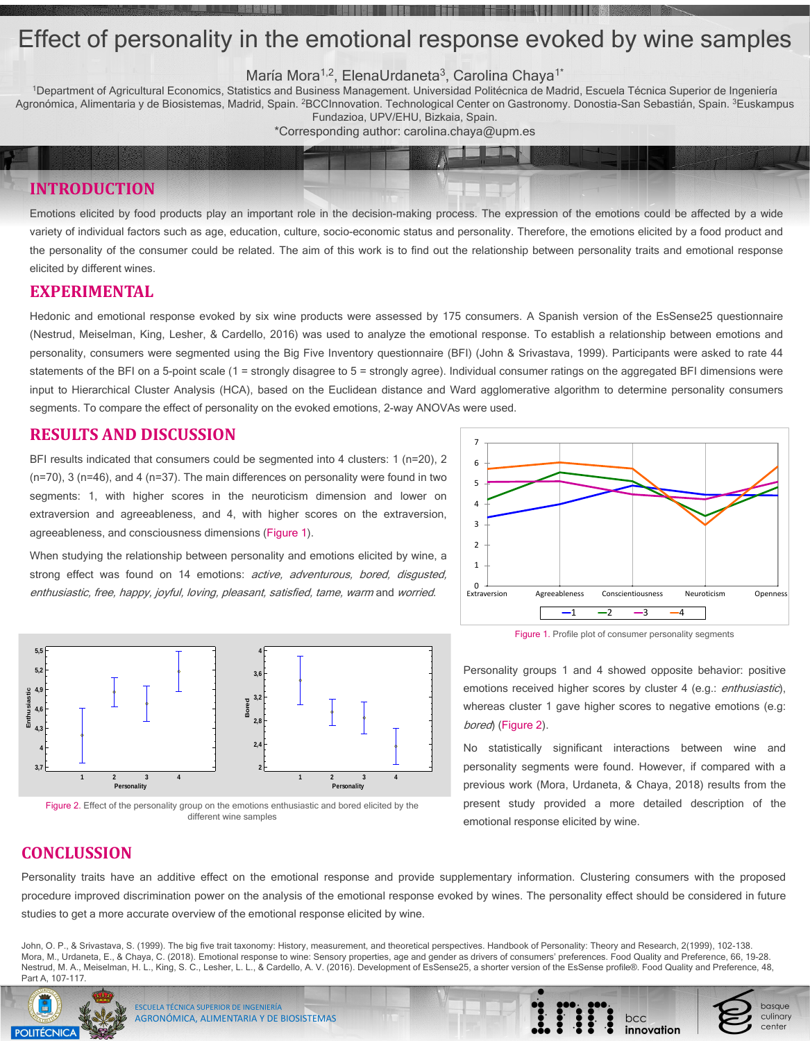# Effect of personality in the emotional response evoked by wine samples

María Mora[1,2], ElenaUrdaneta[3], Carolina Chaya[1*]

[1]Department of Agricultural Economics, Statistics and Business Management. Universidad Politécnica de Madrid, Escuela Técnica Superior de Ingeniería Agronómica, Alimentaria y de Biosistemas, Madrid, Spain. [2]BCCInnovation. Technological Center on Gastronomy. Donostia-San Sebastián, Spain. [3]Euskampus Fundazioa, UPV/EHU, Bizkaia, Spain.

*Corresponding author: carolina.chaya@upm.es

## INTRODUCTION

Emotions elicited by food products play an important role in the decision-making process. The expression of the emotions could be affected by a wide variety of individual factors such as age, education, culture, socio-economic status and personality. Therefore, the emotions elicited by a food product and the personality of the consumer could be related. The aim of this work is to find out the relationship between personality traits and emotional response elicited by different wines.

## EXPERIMENTAL

Hedonic and emotional response evoked by six wine products were assessed by 175 consumers. A Spanish version of the EsSense25 questionnaire (Nestrud, Meiselman, King, Lesher, & Cardello, 2016) was used to analyze the emotional response. To establish a relationship between emotions and personality, consumers were segmented using the Big Five Inventory questionnaire (BFI) (John & Srivastava, 1999). Participants were asked to rate 44 statements of the BFI on a 5-point scale (1 = strongly disagree to 5 = strongly agree). Individual consumer ratings on the aggregated BFI dimensions were input to Hierarchical Cluster Analysis (HCA), based on the Euclidean distance and Ward agglomerative algorithm to determine personality consumers segments. To compare the effect of personality on the evoked emotions, 2-way ANOVAs were used.

## RESULTS AND DISCUSSION

BFI results indicated that consumers could be segmented into 4 clusters: 1 (n=20), 2 (n=70), 3 (n=46), and 4 (n=37). The main differences on personality were found in two segments: 1, with higher scores in the neuroticism dimension and lower on extraversion and agreeableness, and 4, with higher scores on the extraversion, agreeableness, and consciousness dimensions (Figure 1).

When studying the relationship between personality and emotions elicited by wine, a strong effect was found on 14 emotions: *active, adventurous, bored, disgusted, enthusiastic, free, happy, joyful, loving, pleasant, satisfied, tame, warm* and *worried*.

Figure 1. Profile plot of consumer personality segments

Figure 2. Effect of the personality group on the emotions enthusiastic and bored elicited by the different wine samples

Personality groups 1 and 4 showed opposite behavior: positive emotions received higher scores by cluster 4 (e.g.: *enthusiastic*), whereas cluster 1 gave higher scores to negative emotions (e.g: *bored*) (Figure 2).

No statistically significant interactions between wine and personality segments were found. However, if compared with a previous work (Mora, Urdaneta, & Chaya, 2018) results from the present study provided a more detailed description of the emotional response elicited by wine.

## CONCLUSSION

Personality traits have an additive effect on the emotional response and provide supplementary information. Clustering consumers with the proposed procedure improved discrimination power on the analysis of the emotional response evoked by wines. The personality effect should be considered in future studies to get a more accurate overview of the emotional response elicited by wine.

John, O. P., & Srivastava, S. (1999). The big five trait taxonomy: History, measurement, and theoretical perspectives. Handbook of Personality: Theory and Research, 2(1999), 102-138.
Mora, M., Urdaneta, E., & Chaya, C. (2018). Emotional response to wine: Sensory properties, age and gender as drivers of consumers' preferences. Food Quality and Preference, 66, 19-28.
Nestrud, M. A., Meiselman, H. L., King, S. C., Lesher, L. L., & Cardello, A. V. (2016). Development of EsSense25, a shorter version of the EsSense profile®. Food Quality and Preference, 48, Part A, 107-117.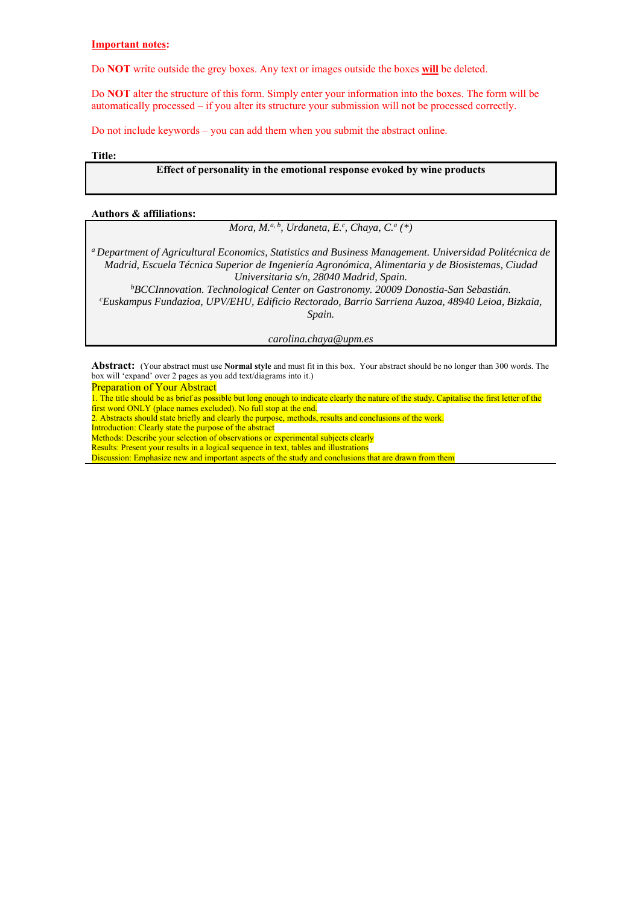**Important notes:**

Do **NOT** write outside the grey boxes. Any text or images outside the boxes **will** be deleted.

Do **NOT** alter the structure of this form. Simply enter your information into the boxes. The form will be automatically processed – if you alter its structure your submission will not be processed correctly.

Do not include keywords – you can add them when you submit the abstract online.

**Title:**

**Effect of personality in the emotional response evoked by wine products**

**Authors & affiliations:**

*Mora, M.[a, b], Urdaneta, E.[c], Chaya, C.[a] (\*)*

*[a] Department of Agricultural Economics, Statistics and Business Management. Universidad Politécnica de Madrid, Escuela Técnica Superior de Ingeniería Agronómica, Alimentaria y de Biosistemas, Ciudad Universitaria s/n, 28040 Madrid, Spain.*

*[b]BCCInnovation. Technological Center on Gastronomy. 20009 Donostia-San Sebastián.*

*[c]Euskampus Fundazioa, UPV/EHU, Edificio Rectorado, Barrio Sarriena Auzoa, 48940 Leioa, Bizkaia, Spain.*

*carolina.chaya@upm.es*

**Abstract:** (Your abstract must use **Normal style** and must fit in this box. Your abstract should be no longer than 300 words. The box will 'expand' over 2 pages as you add text/diagrams into it.)

Preparation of Your Abstract

1. The title should be as brief as possible but long enough to indicate clearly the nature of the study. Capitalise the first letter of the first word ONLY (place names excluded). No full stop at the end.
2. Abstracts should state briefly and clearly the purpose, methods, results and conclusions of the work.

Introduction: Clearly state the purpose of the abstract
Methods: Describe your selection of observations or experimental subjects clearly
Results: Present your results in a logical sequence in text, tables and illustrations
Discussion: Emphasize new and important aspects of the study and conclusions that are drawn from them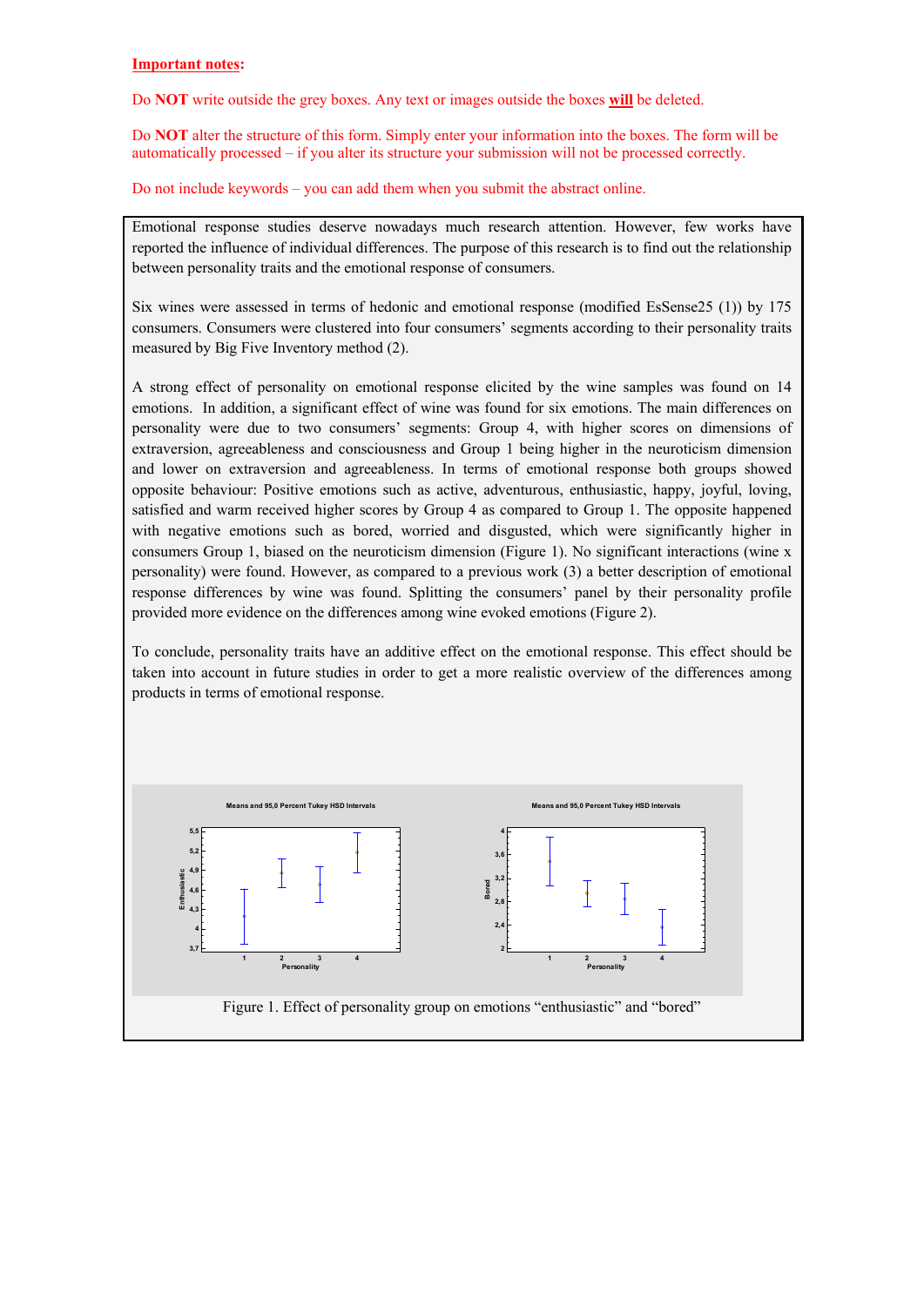**Important notes:**

Do **NOT** write outside the grey boxes. Any text or images outside the boxes **will** be deleted.

Do **NOT** alter the structure of this form. Simply enter your information into the boxes. The form will be automatically processed – if you alter its structure your submission will not be processed correctly.

Do not include keywords – you can add them when you submit the abstract online.

Emotional response studies deserve nowadays much research attention. However, few works have reported the influence of individual differences. The purpose of this research is to find out the relationship between personality traits and the emotional response of consumers.

Six wines were assessed in terms of hedonic and emotional response (modified EsSense25 (1)) by 175 consumers. Consumers were clustered into four consumers' segments according to their personality traits measured by Big Five Inventory method (2).

A strong effect of personality on emotional response elicited by the wine samples was found on 14 emotions. In addition, a significant effect of wine was found for six emotions. The main differences on personality were due to two consumers' segments: Group 4, with higher scores on dimensions of extraversion, agreeableness and consciousness and Group 1 being higher in the neuroticism dimension and lower on extraversion and agreeableness. In terms of emotional response both groups showed opposite behaviour: Positive emotions such as active, adventurous, enthusiastic, happy, joyful, loving, satisfied and warm received higher scores by Group 4 as compared to Group 1. The opposite happened with negative emotions such as bored, worried and disgusted, which were significantly higher in consumers Group 1, biased on the neuroticism dimension (Figure 1). No significant interactions (wine x personality) were found. However, as compared to a previous work (3) a better description of emotional response differences by wine was found. Splitting the consumers' panel by their personality profile provided more evidence on the differences among wine evoked emotions (Figure 2).

To conclude, personality traits have an additive effect on the emotional response. This effect should be taken into account in future studies in order to get a more realistic overview of the differences among products in terms of emotional response.

Figure 1. Effect of personality group on emotions "enthusiastic" and "bored"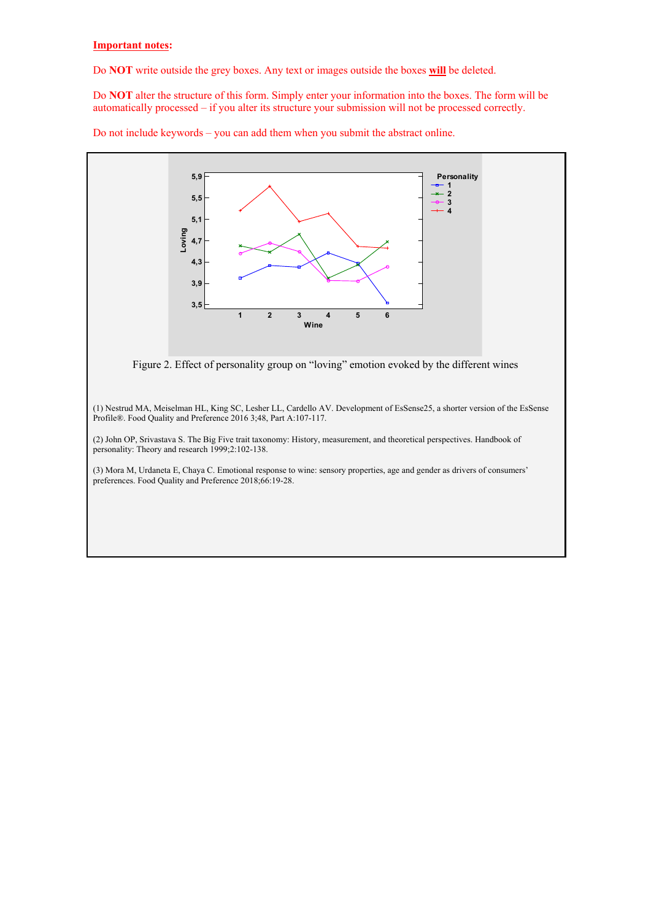**Important notes:**

Do **NOT** write outside the grey boxes. Any text or images outside the boxes **will** be deleted.

Do **NOT** alter the structure of this form. Simply enter your information into the boxes. The form will be automatically processed – if you alter its structure your submission will not be processed correctly.

Do not include keywords – you can add them when you submit the abstract online.

Personality
1
2
3
4

Loving
5,9
5,5
5,1
4,7
4,3
3,9
3,5

Wine
1 2 3 4 5 6

Figure 2. Effect of personality group on "loving" emotion evoked by the different wines

(1) Nestrud MA, Meiselman HL, King SC, Lesher LL, Cardello AV. Development of EsSense25, a shorter version of the EsSense Profile®. Food Quality and Preference 2016 3;48, Part A:107-117.

(2) John OP, Srivastava S. The Big Five trait taxonomy: History, measurement, and theoretical perspectives. Handbook of personality: Theory and research 1999;2:102-138.

(3) Mora M, Urdaneta E, Chaya C. Emotional response to wine: sensory properties, age and gender as drivers of consumers' preferences. Food Quality and Preference 2018;66:19-28.